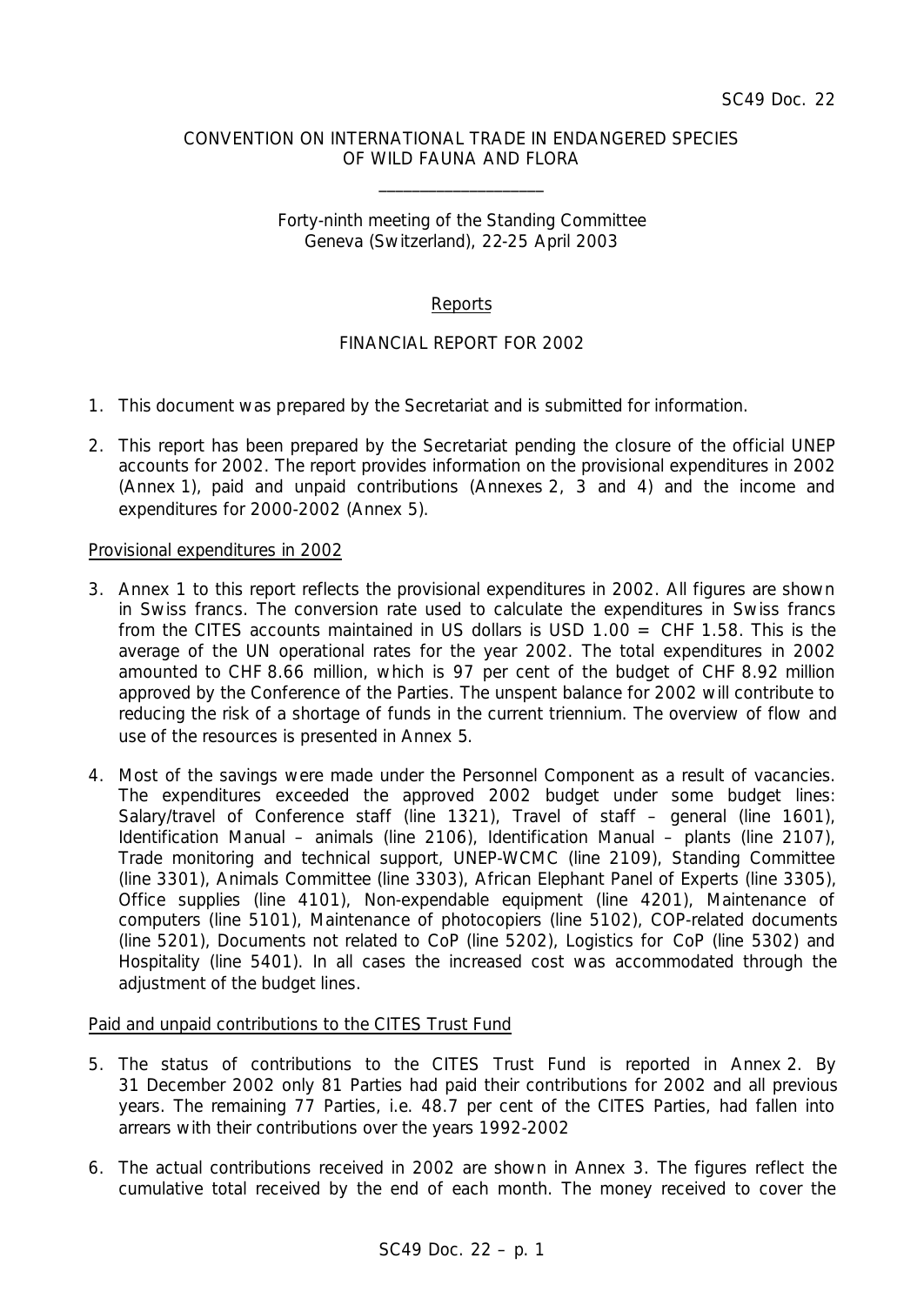SC49 Doc. 22

CONVENTION ON INTERNATIONAL TRADE IN ENDANGERED SPECIES OF WILD FAUNA AND FLORA

\_\_\_\_\_\_\_\_\_\_\_\_\_\_\_\_\_\_\_\_

Forty-ninth meeting of the Standing Committee
Geneva (Switzerland), 22-25 April 2003

Reports

FINANCIAL REPORT FOR 2002

1. This document was prepared by the Secretariat and is submitted for information.

2. This report has been prepared by the Secretariat pending the closure of the official UNEP accounts for 2002. The report provides information on the provisional expenditures in 2002 (Annex 1), paid and unpaid contributions (Annexes 2, 3 and 4) and the income and expenditures for 2000-2002 (Annex 5).

Provisional expenditures in 2002

3. Annex 1 to this report reflects the provisional expenditures in 2002. All figures are shown in Swiss francs. The conversion rate used to calculate the expenditures in Swiss francs from the CITES accounts maintained in US dollars is USD 1.00 = CHF 1.58. This is the average of the UN operational rates for the year 2002. The total expenditures in 2002 amounted to CHF 8.66 million, which is 97 per cent of the budget of CHF 8.92 million approved by the Conference of the Parties. The unspent balance for 2002 will contribute to reducing the risk of a shortage of funds in the current triennium. The overview of flow and use of the resources is presented in Annex 5.

4. Most of the savings were made under the Personnel Component as a result of vacancies. The expenditures exceeded the approved 2002 budget under some budget lines: Salary/travel of Conference staff (line 1321), Travel of staff – general (line 1601), Identification Manual – animals (line 2106), Identification Manual – plants (line 2107), Trade monitoring and technical support, UNEP-WCMC (line 2109), Standing Committee (line 3301), Animals Committee (line 3303), African Elephant Panel of Experts (line 3305), Office supplies (line 4101), Non-expendable equipment (line 4201), Maintenance of computers (line 5101), Maintenance of photocopiers (line 5102), COP-related documents (line 5201), Documents not related to CoP (line 5202), Logistics for CoP (line 5302) and Hospitality (line 5401). In all cases the increased cost was accommodated through the adjustment of the budget lines.

Paid and unpaid contributions to the CITES Trust Fund

5. The status of contributions to the CITES Trust Fund is reported in Annex 2. By 31 December 2002 only 81 Parties had paid their contributions for 2002 and all previous years. The remaining 77 Parties, i.e. 48.7 per cent of the CITES Parties, had fallen into arrears with their contributions over the years 1992-2002

6. The actual contributions received in 2002 are shown in Annex 3. The figures reflect the cumulative total received by the end of each month. The money received to cover the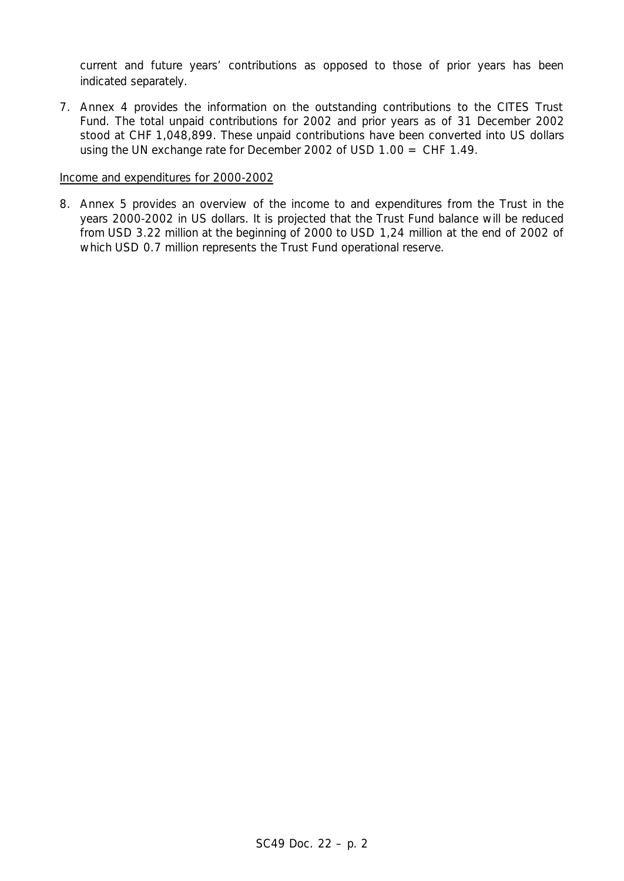current and future years' contributions as opposed to those of prior years has been indicated separately.

7. Annex 4 provides the information on the outstanding contributions to the CITES Trust Fund. The total unpaid contributions for 2002 and prior years as of 31 December 2002 stood at CHF 1,048,899. These unpaid contributions have been converted into US dollars using the UN exchange rate for December 2002 of USD 1.00 = CHF 1.49.

Income and expenditures for 2000-2002

8. Annex 5 provides an overview of the income to and expenditures from the Trust in the years 2000-2002 in US dollars. It is projected that the Trust Fund balance will be reduced from USD 3.22 million at the beginning of 2000 to USD 1,24 million at the end of 2002 of which USD 0.7 million represents the Trust Fund operational reserve.